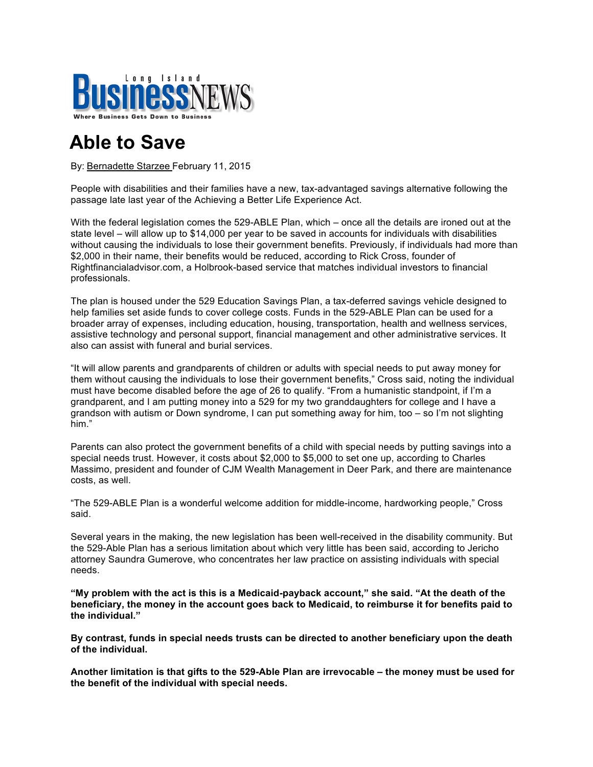Long Island BusinessNEWS

Where Business Gets Down to Business

# Able to Save

By: Bernadette Starzee February 11, 2015

People with disabilities and their families have a new, tax-advantaged savings alternative following the passage late last year of the Achieving a Better Life Experience Act.

With the federal legislation comes the 529-ABLE Plan, which – once all the details are ironed out at the state level – will allow up to $14,000 per year to be saved in accounts for individuals with disabilities without causing the individuals to lose their government benefits. Previously, if individuals had more than $2,000 in their name, their benefits would be reduced, according to Rick Cross, founder of Rightfinancialadvisor.com, a Holbrook-based service that matches individual investors to financial professionals.

The plan is housed under the 529 Education Savings Plan, a tax-deferred savings vehicle designed to help families set aside funds to cover college costs. Funds in the 529-ABLE Plan can be used for a broader array of expenses, including education, housing, transportation, health and wellness services, assistive technology and personal support, financial management and other administrative services. It also can assist with funeral and burial services.

"It will allow parents and grandparents of children or adults with special needs to put away money for them without causing the individuals to lose their government benefits," Cross said, noting the individual must have become disabled before the age of 26 to qualify. "From a humanistic standpoint, if I'm a grandparent, and I am putting money into a 529 for my two granddaughters for college and I have a grandson with autism or Down syndrome, I can put something away for him, too – so I'm not slighting him."

Parents can also protect the government benefits of a child with special needs by putting savings into a special needs trust. However, it costs about $2,000 to $5,000 to set one up, according to Charles Massimo, president and founder of CJM Wealth Management in Deer Park, and there are maintenance costs, as well.

"The 529-ABLE Plan is a wonderful welcome addition for middle-income, hardworking people," Cross said.

Several years in the making, the new legislation has been well-received in the disability community. But the 529-Able Plan has a serious limitation about which very little has been said, according to Jericho attorney Saundra Gumerove, who concentrates her law practice on assisting individuals with special needs.

**"My problem with the act is this is a Medicaid-payback account," she said. "At the death of the beneficiary, the money in the account goes back to Medicaid, to reimburse it for benefits paid to the individual."**

**By contrast, funds in special needs trusts can be directed to another beneficiary upon the death of the individual.**

**Another limitation is that gifts to the 529-Able Plan are irrevocable – the money must be used for the benefit of the individual with special needs.**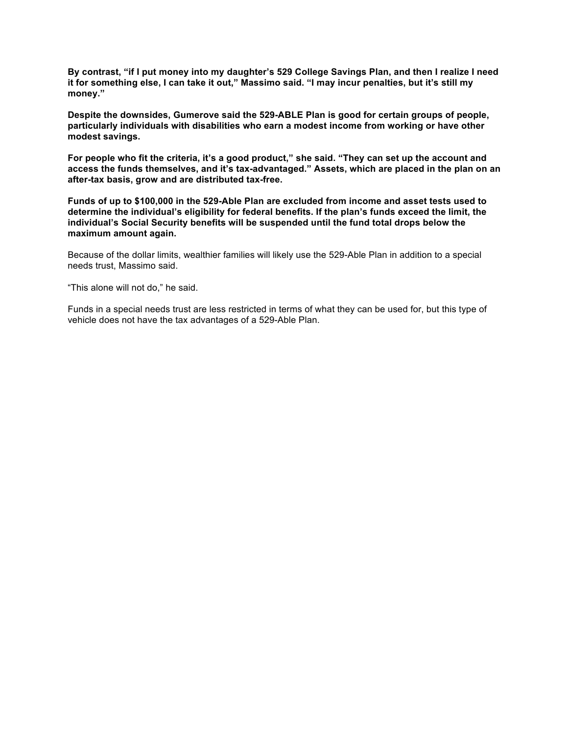**By contrast, "if I put money into my daughter's 529 College Savings Plan, and then I realize I need it for something else, I can take it out," Massimo said. "I may incur penalties, but it's still my money."**

**Despite the downsides, Gumerove said the 529-ABLE Plan is good for certain groups of people, particularly individuals with disabilities who earn a modest income from working or have other modest savings.**

**For people who fit the criteria, it's a good product," she said. "They can set up the account and access the funds themselves, and it's tax-advantaged." Assets, which are placed in the plan on an after-tax basis, grow and are distributed tax-free.**

**Funds of up to $100,000 in the 529-Able Plan are excluded from income and asset tests used to determine the individual's eligibility for federal benefits. If the plan's funds exceed the limit, the individual's Social Security benefits will be suspended until the fund total drops below the maximum amount again.**

Because of the dollar limits, wealthier families will likely use the 529-Able Plan in addition to a special needs trust, Massimo said.

"This alone will not do," he said.

Funds in a special needs trust are less restricted in terms of what they can be used for, but this type of vehicle does not have the tax advantages of a 529-Able Plan.